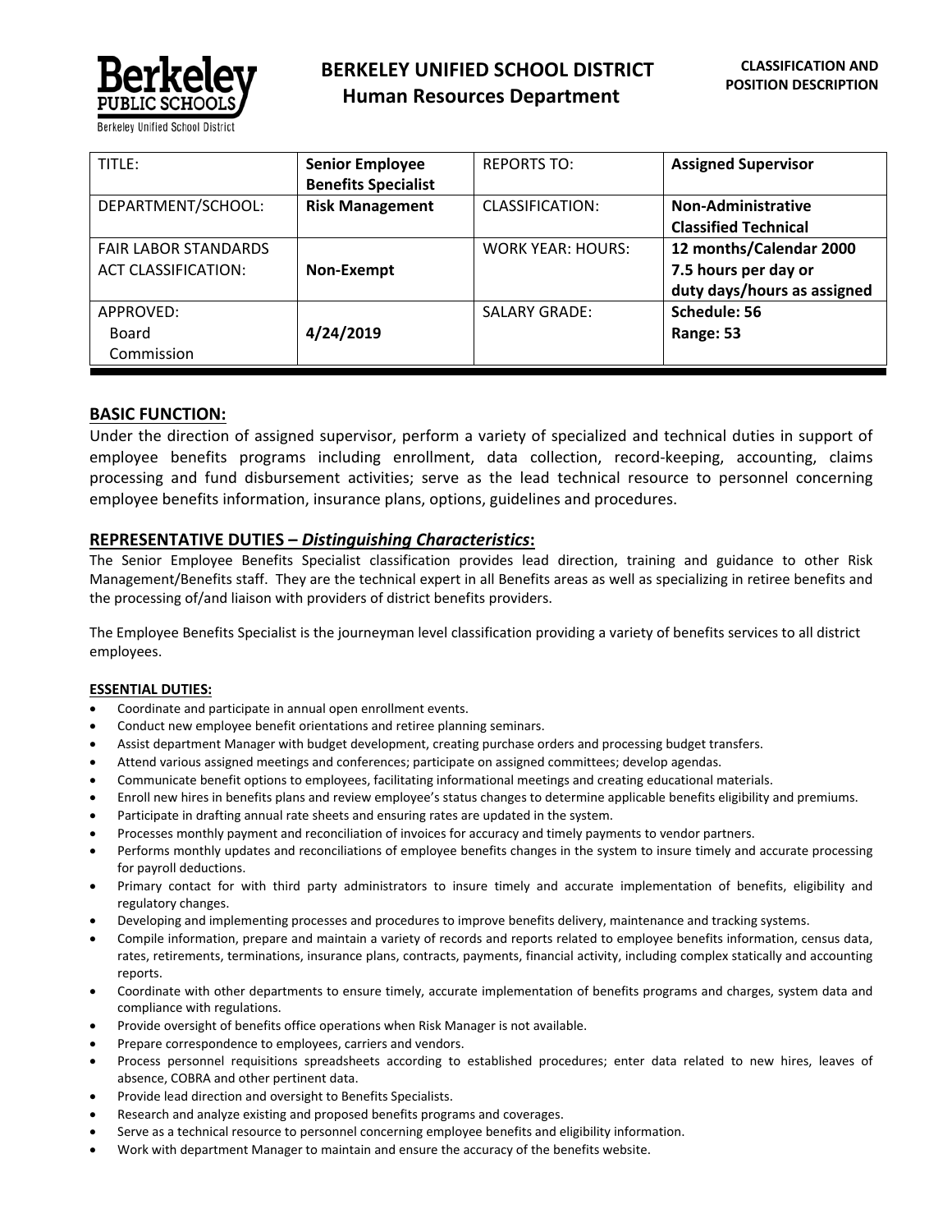# BERKELEY UNIFIED SCHOOL DISTRICT
## Human Resources Department

**CLASSIFICATION AND POSITION DESCRIPTION**

| TITLE: | **Senior Employee Benefits Specialist** | REPORTS TO: | **Assigned Supervisor** |
|---|---|---|---|
| DEPARTMENT/SCHOOL: | **Risk Management** | CLASSIFICATION: | **Non-Administrative Classified Technical** |
| FAIR LABOR STANDARDS ACT CLASSIFICATION: | **Non-Exempt** | WORK YEAR: HOURS: | **12 months/Calendar 2000 7.5 hours per day or duty days/hours as assigned** |
| APPROVED: Board Commission | **4/24/2019** | SALARY GRADE: | **Schedule: 56 Range: 53** |

## BASIC FUNCTION:

Under the direction of assigned supervisor, perform a variety of specialized and technical duties in support of employee benefits programs including enrollment, data collection, record-keeping, accounting, claims processing and fund disbursement activities; serve as the lead technical resource to personnel concerning employee benefits information, insurance plans, options, guidelines and procedures.

## REPRESENTATIVE DUTIES – *Distinguishing Characteristics*:

The Senior Employee Benefits Specialist classification provides lead direction, training and guidance to other Risk Management/Benefits staff. They are the technical expert in all Benefits areas as well as specializing in retiree benefits and the processing of/and liaison with providers of district benefits providers.

The Employee Benefits Specialist is the journeyman level classification providing a variety of benefits services to all district employees.

**ESSENTIAL DUTIES:**

- Coordinate and participate in annual open enrollment events.
- Conduct new employee benefit orientations and retiree planning seminars.
- Assist department Manager with budget development, creating purchase orders and processing budget transfers.
- Attend various assigned meetings and conferences; participate on assigned committees; develop agendas.
- Communicate benefit options to employees, facilitating informational meetings and creating educational materials.
- Enroll new hires in benefits plans and review employee's status changes to determine applicable benefits eligibility and premiums.
- Participate in drafting annual rate sheets and ensuring rates are updated in the system.
- Processes monthly payment and reconciliation of invoices for accuracy and timely payments to vendor partners.
- Performs monthly updates and reconciliations of employee benefits changes in the system to insure timely and accurate processing for payroll deductions.
- Primary contact for with third party administrators to insure timely and accurate implementation of benefits, eligibility and regulatory changes.
- Developing and implementing processes and procedures to improve benefits delivery, maintenance and tracking systems.
- Compile information, prepare and maintain a variety of records and reports related to employee benefits information, census data, rates, retirements, terminations, insurance plans, contracts, payments, financial activity, including complex statically and accounting reports.
- Coordinate with other departments to ensure timely, accurate implementation of benefits programs and charges, system data and compliance with regulations.
- Provide oversight of benefits office operations when Risk Manager is not available.
- Prepare correspondence to employees, carriers and vendors.
- Process personnel requisitions spreadsheets according to established procedures; enter data related to new hires, leaves of absence, COBRA and other pertinent data.
- Provide lead direction and oversight to Benefits Specialists.
- Research and analyze existing and proposed benefits programs and coverages.
- Serve as a technical resource to personnel concerning employee benefits and eligibility information.
- Work with department Manager to maintain and ensure the accuracy of the benefits website.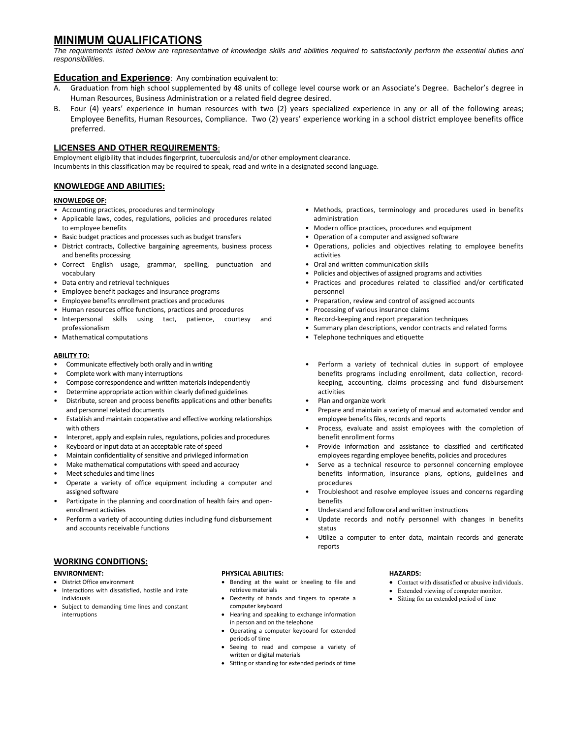## MINIMUM QUALIFICATIONS

*The requirements listed below are representative of knowledge skills and abilities required to satisfactorily perform the essential duties and responsibilities.*

### Education and Experience: Any combination equivalent to:

A. Graduation from high school supplemented by 48 units of college level course work or an Associate's Degree. Bachelor's degree in Human Resources, Business Administration or a related field degree desired.

B. Four (4) years' experience in human resources with two (2) years specialized experience in any or all of the following areas; Employee Benefits, Human Resources, Compliance. Two (2) years' experience working in a school district employee benefits office preferred.

### LICENSES AND OTHER REQUIREMENTS:

Employment eligibility that includes fingerprint, tuberculosis and/or other employment clearance.
Incumbents in this classification may be required to speak, read and write in a designated second language.

### KNOWLEDGE AND ABILITIES:

**KNOWLEDGE OF:**

- Accounting practices, procedures and terminology
- Applicable laws, codes, regulations, policies and procedures related to employee benefits
- Basic budget practices and processes such as budget transfers
- District contracts, Collective bargaining agreements, business process and benefits processing
- Correct English usage, grammar, spelling, punctuation and vocabulary
- Data entry and retrieval techniques
- Employee benefit packages and insurance programs
- Employee benefits enrollment practices and procedures
- Human resources office functions, practices and procedures
- Interpersonal skills using tact, patience, courtesy and professionalism
- Mathematical computations
- Methods, practices, terminology and procedures used in benefits administration
- Modern office practices, procedures and equipment
- Operation of a computer and assigned software
- Operations, policies and objectives relating to employee benefits activities
- Oral and written communication skills
- Policies and objectives of assigned programs and activities
- Practices and procedures related to classified and/or certificated personnel
- Preparation, review and control of assigned accounts
- Processing of various insurance claims
- Record-keeping and report preparation techniques
- Summary plan descriptions, vendor contracts and related forms
- Telephone techniques and etiquette

**ABILITY TO:**

- Communicate effectively both orally and in writing
- Complete work with many interruptions
- Compose correspondence and written materials independently
- Determine appropriate action within clearly defined guidelines
- Distribute, screen and process benefits applications and other benefits and personnel related documents
- Establish and maintain cooperative and effective working relationships with others
- Interpret, apply and explain rules, regulations, policies and procedures
- Keyboard or input data at an acceptable rate of speed
- Maintain confidentiality of sensitive and privileged information
- Make mathematical computations with speed and accuracy
- Meet schedules and time lines
- Operate a variety of office equipment including a computer and assigned software
- Participate in the planning and coordination of health fairs and open-enrollment activities
- Perform a variety of accounting duties including fund disbursement and accounts receivable functions
- Perform a variety of technical duties in support of employee benefits programs including enrollment, data collection, record-keeping, accounting, claims processing and fund disbursement activities
- Plan and organize work
- Prepare and maintain a variety of manual and automated vendor and employee benefits files, records and reports
- Process, evaluate and assist employees with the completion of benefit enrollment forms
- Provide information and assistance to classified and certificated employees regarding employee benefits, policies and procedures
- Serve as a technical resource to personnel concerning employee benefits information, insurance plans, options, guidelines and procedures
- Troubleshoot and resolve employee issues and concerns regarding benefits
- Understand and follow oral and written instructions
- Update records and notify personnel with changes in benefits status
- Utilize a computer to enter data, maintain records and generate reports

### WORKING CONDITIONS:

**ENVIRONMENT:**

- District Office environment
- Interactions with dissatisfied, hostile and irate individuals
- Subject to demanding time lines and constant interruptions

**PHYSICAL ABILITIES:**

- Bending at the waist or kneeling to file and retrieve materials
- Dexterity of hands and fingers to operate a computer keyboard
- Hearing and speaking to exchange information in person and on the telephone
- Operating a computer keyboard for extended periods of time
- Seeing to read and compose a variety of written or digital materials
- Sitting or standing for extended periods of time

**HAZARDS:**

- Contact with dissatisfied or abusive individuals.
- Extended viewing of computer monitor.
- Sitting for an extended period of time